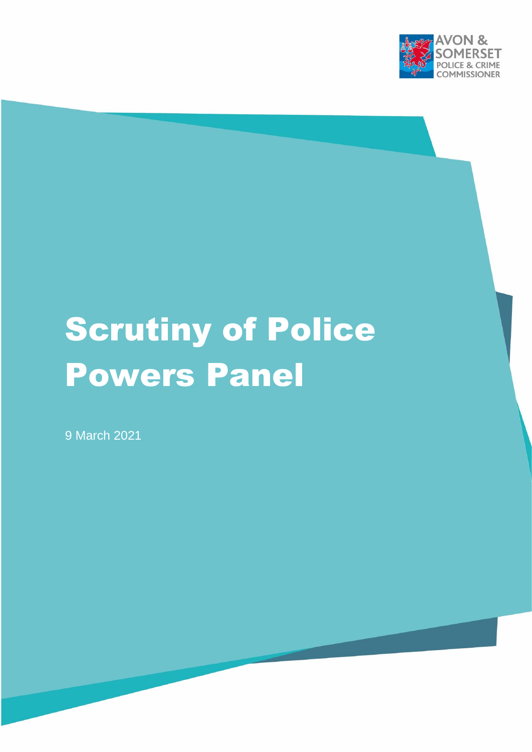AVON & SOMERSET POLICE & CRIME COMMISSIONER

# Scrutiny of Police Powers Panel

9 March 2021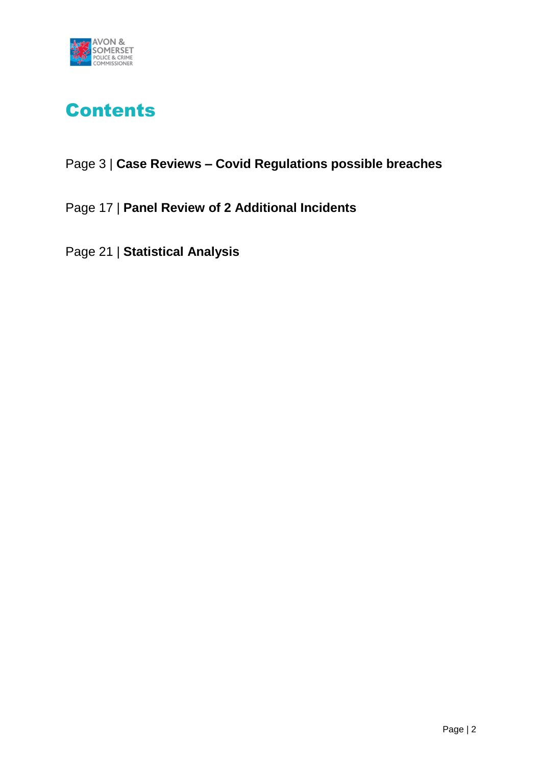# Contents

Page 3 | **Case Reviews – Covid Regulations possible breaches**

Page 17 | **Panel Review of 2 Additional Incidents**

Page 21 | **Statistical Analysis**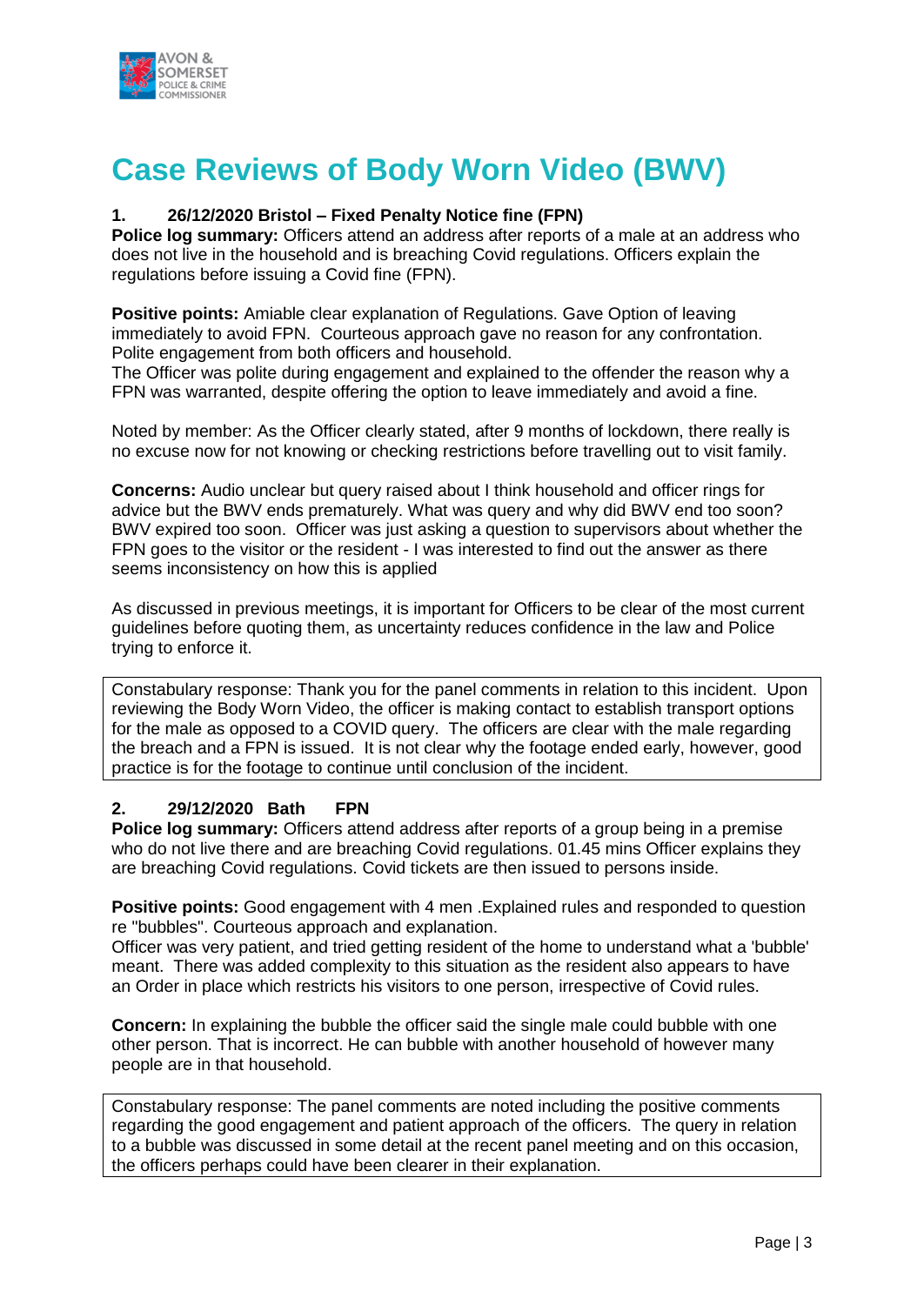# Case Reviews of Body Worn Video (BWV)

### 1. 26/12/2020 Bristol – Fixed Penalty Notice fine (FPN)

**Police log summary:** Officers attend an address after reports of a male at an address who does not live in the household and is breaching Covid regulations. Officers explain the regulations before issuing a Covid fine (FPN).

**Positive points:** Amiable clear explanation of Regulations. Gave Option of leaving immediately to avoid FPN. Courteous approach gave no reason for any confrontation. Polite engagement from both officers and household.
The Officer was polite during engagement and explained to the offender the reason why a FPN was warranted, despite offering the option to leave immediately and avoid a fine.

Noted by member: As the Officer clearly stated, after 9 months of lockdown, there really is no excuse now for not knowing or checking restrictions before travelling out to visit family.

**Concerns:** Audio unclear but query raised about I think household and officer rings for advice but the BWV ends prematurely. What was query and why did BWV end too soon? BWV expired too soon. Officer was just asking a question to supervisors about whether the FPN goes to the visitor or the resident - I was interested to find out the answer as there seems inconsistency on how this is applied

As discussed in previous meetings, it is important for Officers to be clear of the most current guidelines before quoting them, as uncertainty reduces confidence in the law and Police trying to enforce it.

> Constabulary response: Thank you for the panel comments in relation to this incident. Upon reviewing the Body Worn Video, the officer is making contact to establish transport options for the male as opposed to a COVID query. The officers are clear with the male regarding the breach and a FPN is issued. It is not clear why the footage ended early, however, good practice is for the footage to continue until conclusion of the incident.

### 2. 29/12/2020 Bath FPN

**Police log summary:** Officers attend address after reports of a group being in a premise who do not live there and are breaching Covid regulations. 01.45 mins Officer explains they are breaching Covid regulations. Covid tickets are then issued to persons inside.

**Positive points:** Good engagement with 4 men .Explained rules and responded to question re "bubbles". Courteous approach and explanation.
Officer was very patient, and tried getting resident of the home to understand what a 'bubble' meant. There was added complexity to this situation as the resident also appears to have an Order in place which restricts his visitors to one person, irrespective of Covid rules.

**Concern:** In explaining the bubble the officer said the single male could bubble with one other person. That is incorrect. He can bubble with another household of however many people are in that household.

> Constabulary response: The panel comments are noted including the positive comments regarding the good engagement and patient approach of the officers. The query in relation to a bubble was discussed in some detail at the recent panel meeting and on this occasion, the officers perhaps could have been clearer in their explanation.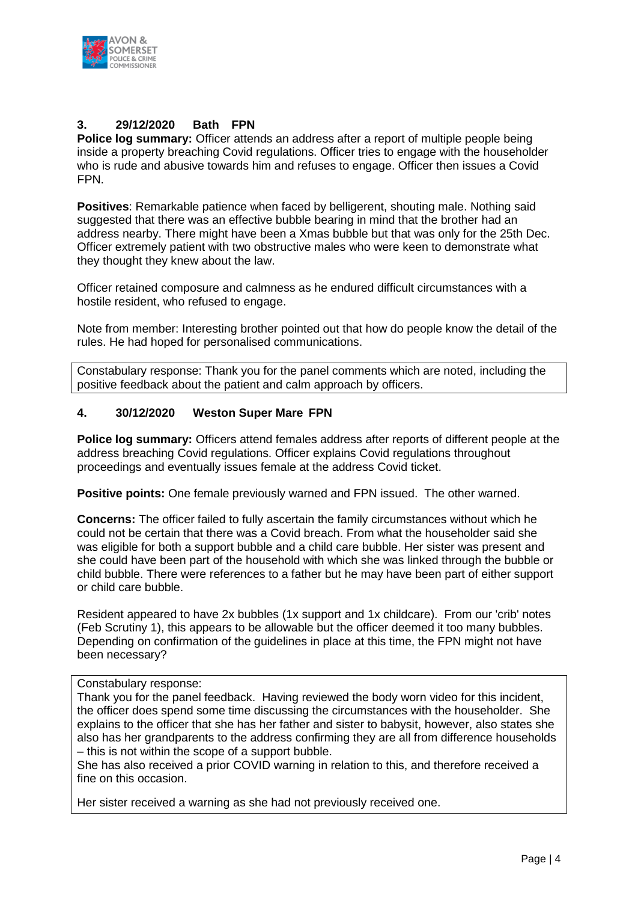### 3. 29/12/2020 Bath FPN

**Police log summary:** Officer attends an address after a report of multiple people being inside a property breaching Covid regulations. Officer tries to engage with the householder who is rude and abusive towards him and refuses to engage. Officer then issues a Covid FPN.

**Positives**: Remarkable patience when faced by belligerent, shouting male. Nothing said suggested that there was an effective bubble bearing in mind that the brother had an address nearby. There might have been a Xmas bubble but that was only for the 25th Dec. Officer extremely patient with two obstructive males who were keen to demonstrate what they thought they knew about the law.

Officer retained composure and calmness as he endured difficult circumstances with a hostile resident, who refused to engage.

Note from member: Interesting brother pointed out that how do people know the detail of the rules. He had hoped for personalised communications.

> Constabulary response: Thank you for the panel comments which are noted, including the positive feedback about the patient and calm approach by officers.

### 4. 30/12/2020 Weston Super Mare FPN

**Police log summary:** Officers attend females address after reports of different people at the address breaching Covid regulations. Officer explains Covid regulations throughout proceedings and eventually issues female at the address Covid ticket.

**Positive points:** One female previously warned and FPN issued. The other warned.

**Concerns:** The officer failed to fully ascertain the family circumstances without which he could not be certain that there was a Covid breach. From what the householder said she was eligible for both a support bubble and a child care bubble. Her sister was present and she could have been part of the household with which she was linked through the bubble or child bubble. There were references to a father but he may have been part of either support or child care bubble.

Resident appeared to have 2x bubbles (1x support and 1x childcare). From our 'crib' notes (Feb Scrutiny 1), this appears to be allowable but the officer deemed it too many bubbles. Depending on confirmation of the guidelines in place at this time, the FPN might not have been necessary?

> Constabulary response:
> Thank you for the panel feedback. Having reviewed the body worn video for this incident, the officer does spend some time discussing the circumstances with the householder. She explains to the officer that she has her father and sister to babysit, however, also states she also has her grandparents to the address confirming they are all from difference households – this is not within the scope of a support bubble.
> She has also received a prior COVID warning in relation to this, and therefore received a fine on this occasion.
>
> Her sister received a warning as she had not previously received one.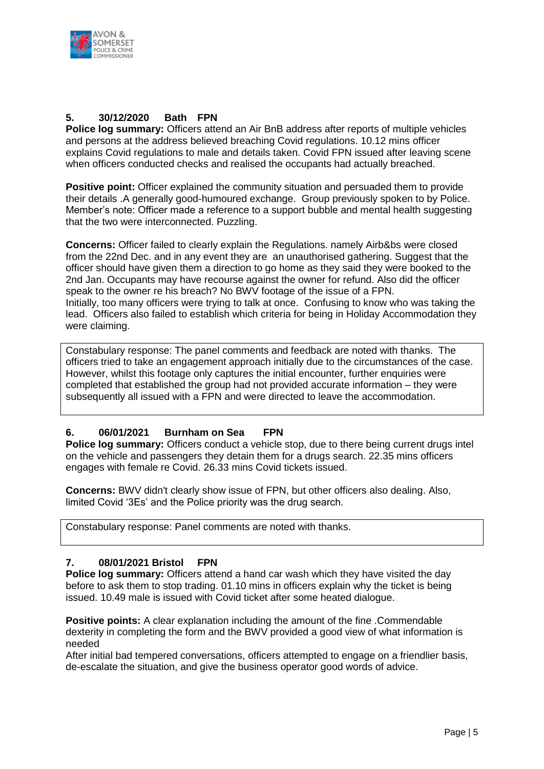**5. 30/12/2020 Bath FPN**

**Police log summary:** Officers attend an Air BnB address after reports of multiple vehicles and persons at the address believed breaching Covid regulations. 10.12 mins officer explains Covid regulations to male and details taken. Covid FPN issued after leaving scene when officers conducted checks and realised the occupants had actually breached.

**Positive point:** Officer explained the community situation and persuaded them to provide their details .A generally good-humoured exchange. Group previously spoken to by Police. Member's note: Officer made a reference to a support bubble and mental health suggesting that the two were interconnected. Puzzling.

**Concerns:** Officer failed to clearly explain the Regulations. namely Airb&bs were closed from the 22nd Dec. and in any event they are an unauthorised gathering. Suggest that the officer should have given them a direction to go home as they said they were booked to the 2nd Jan. Occupants may have recourse against the owner for refund. Also did the officer speak to the owner re his breach? No BWV footage of the issue of a FPN.
Initially, too many officers were trying to talk at once. Confusing to know who was taking the lead. Officers also failed to establish which criteria for being in Holiday Accommodation they were claiming.

> Constabulary response: The panel comments and feedback are noted with thanks. The officers tried to take an engagement approach initially due to the circumstances of the case. However, whilst this footage only captures the initial encounter, further enquiries were completed that established the group had not provided accurate information – they were subsequently all issued with a FPN and were directed to leave the accommodation.

**6. 06/01/2021 Burnham on Sea FPN**

**Police log summary:** Officers conduct a vehicle stop, due to there being current drugs intel on the vehicle and passengers they detain them for a drugs search. 22.35 mins officers engages with female re Covid. 26.33 mins Covid tickets issued.

**Concerns:** BWV didn't clearly show issue of FPN, but other officers also dealing. Also, limited Covid '3Es' and the Police priority was the drug search.

> Constabulary response: Panel comments are noted with thanks.

**7. 08/01/2021 Bristol FPN**

**Police log summary:** Officers attend a hand car wash which they have visited the day before to ask them to stop trading. 01.10 mins in officers explain why the ticket is being issued. 10.49 male is issued with Covid ticket after some heated dialogue.

**Positive points:** A clear explanation including the amount of the fine .Commendable dexterity in completing the form and the BWV provided a good view of what information is needed
After initial bad tempered conversations, officers attempted to engage on a friendlier basis, de-escalate the situation, and give the business operator good words of advice.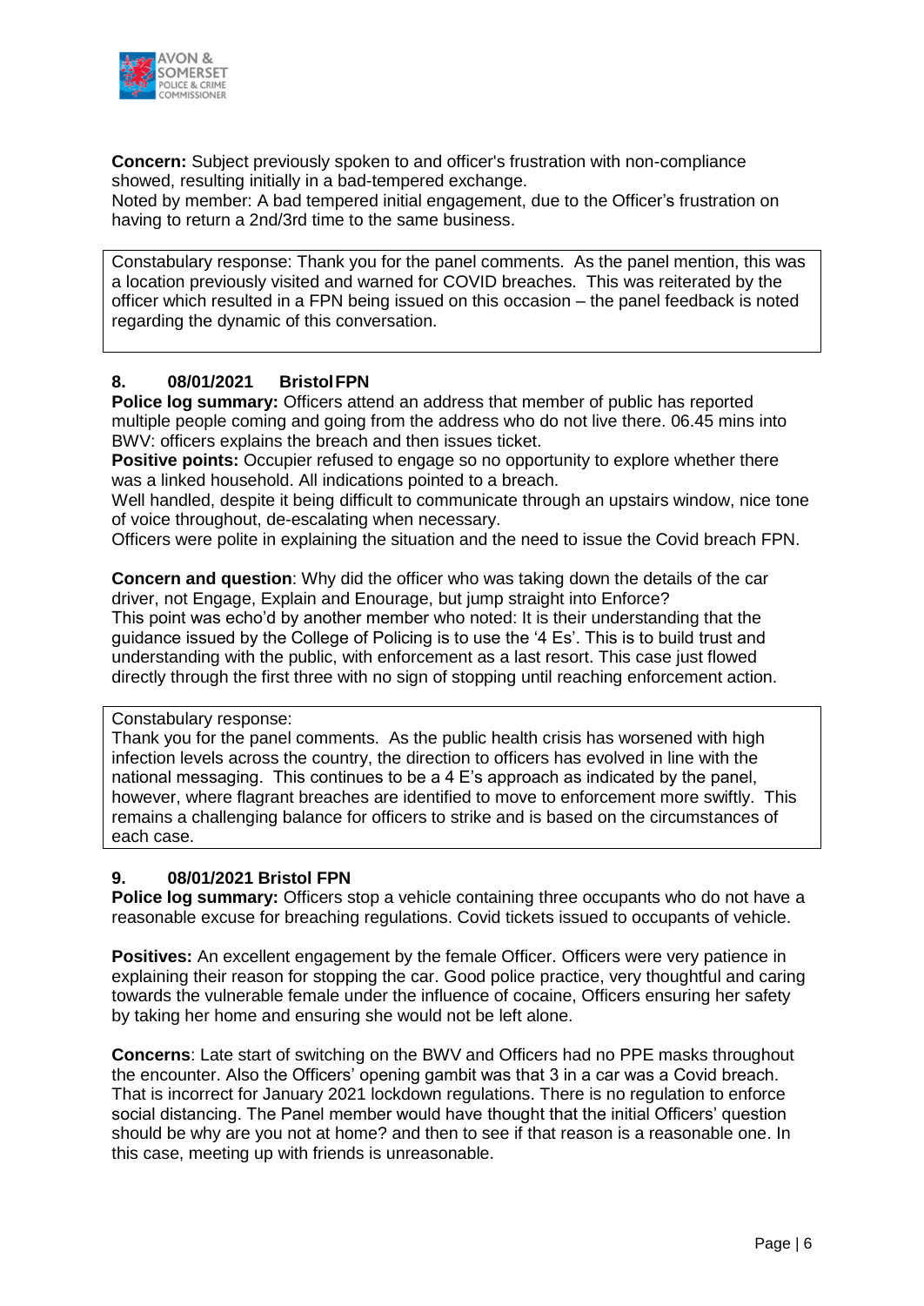**Concern:** Subject previously spoken to and officer's frustration with non-compliance showed, resulting initially in a bad-tempered exchange.
Noted by member: A bad tempered initial engagement, due to the Officer's frustration on having to return a 2nd/3rd time to the same business.

Constabulary response: Thank you for the panel comments. As the panel mention, this was a location previously visited and warned for COVID breaches. This was reiterated by the officer which resulted in a FPN being issued on this occasion – the panel feedback is noted regarding the dynamic of this conversation.

### 8. 08/01/2021 Bristol FPN

**Police log summary:** Officers attend an address that member of public has reported multiple people coming and going from the address who do not live there. 06.45 mins into BWV: officers explains the breach and then issues ticket.

**Positive points:** Occupier refused to engage so no opportunity to explore whether there was a linked household. All indications pointed to a breach.
Well handled, despite it being difficult to communicate through an upstairs window, nice tone of voice throughout, de-escalating when necessary.
Officers were polite in explaining the situation and the need to issue the Covid breach FPN.

**Concern and question**: Why did the officer who was taking down the details of the car driver, not Engage, Explain and Enourage, but jump straight into Enforce?
This point was echo'd by another member who noted: It is their understanding that the guidance issued by the College of Policing is to use the '4 Es'. This is to build trust and understanding with the public, with enforcement as a last resort. This case just flowed directly through the first three with no sign of stopping until reaching enforcement action.

Constabulary response:
Thank you for the panel comments. As the public health crisis has worsened with high infection levels across the country, the direction to officers has evolved in line with the national messaging. This continues to be a 4 E's approach as indicated by the panel, however, where flagrant breaches are identified to move to enforcement more swiftly. This remains a challenging balance for officers to strike and is based on the circumstances of each case.

### 9. 08/01/2021 Bristol FPN

**Police log summary:** Officers stop a vehicle containing three occupants who do not have a reasonable excuse for breaching regulations. Covid tickets issued to occupants of vehicle.

**Positives:** An excellent engagement by the female Officer. Officers were very patience in explaining their reason for stopping the car. Good police practice, very thoughtful and caring towards the vulnerable female under the influence of cocaine, Officers ensuring her safety by taking her home and ensuring she would not be left alone.

**Concerns**: Late start of switching on the BWV and Officers had no PPE masks throughout the encounter. Also the Officers' opening gambit was that 3 in a car was a Covid breach. That is incorrect for January 2021 lockdown regulations. There is no regulation to enforce social distancing. The Panel member would have thought that the initial Officers' question should be why are you not at home? and then to see if that reason is a reasonable one. In this case, meeting up with friends is unreasonable.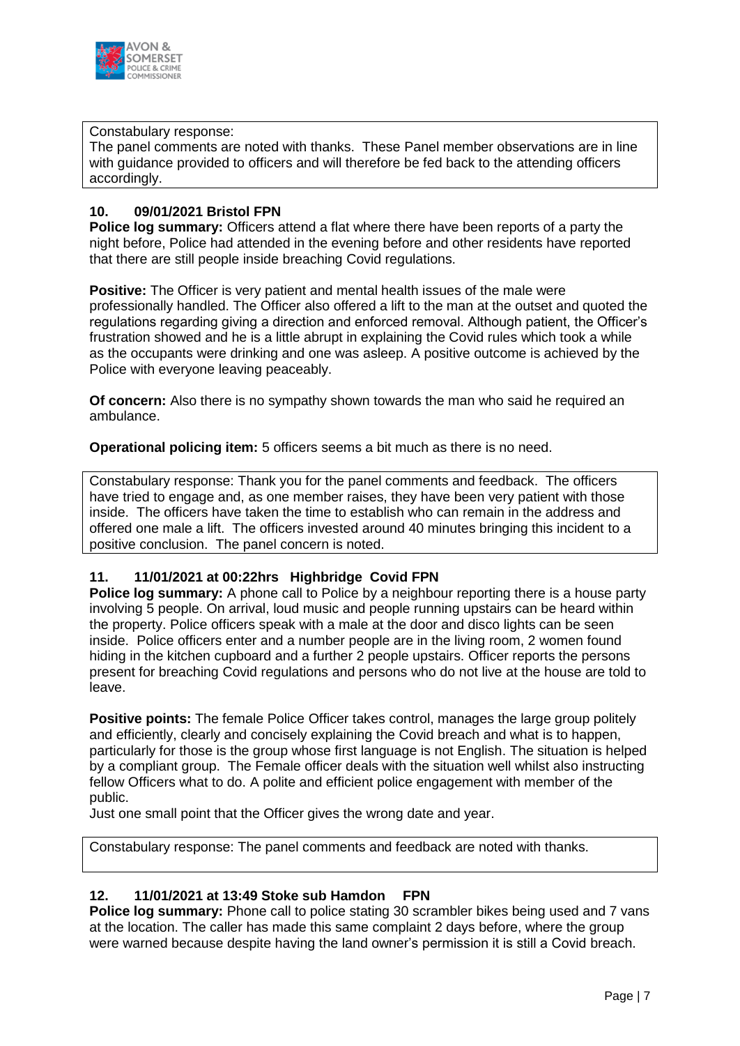Constabulary response:
The panel comments are noted with thanks. These Panel member observations are in line with guidance provided to officers and will therefore be fed back to the attending officers accordingly.

### 10. 09/01/2021 Bristol FPN

**Police log summary:** Officers attend a flat where there have been reports of a party the night before, Police had attended in the evening before and other residents have reported that there are still people inside breaching Covid regulations.

**Positive:** The Officer is very patient and mental health issues of the male were professionally handled. The Officer also offered a lift to the man at the outset and quoted the regulations regarding giving a direction and enforced removal. Although patient, the Officer's frustration showed and he is a little abrupt in explaining the Covid rules which took a while as the occupants were drinking and one was asleep. A positive outcome is achieved by the Police with everyone leaving peaceably.

**Of concern:** Also there is no sympathy shown towards the man who said he required an ambulance.

**Operational policing item:** 5 officers seems a bit much as there is no need.

Constabulary response: Thank you for the panel comments and feedback. The officers have tried to engage and, as one member raises, they have been very patient with those inside. The officers have taken the time to establish who can remain in the address and offered one male a lift. The officers invested around 40 minutes bringing this incident to a positive conclusion. The panel concern is noted.

### 11. 11/01/2021 at 00:22hrs Highbridge Covid FPN

**Police log summary:** A phone call to Police by a neighbour reporting there is a house party involving 5 people. On arrival, loud music and people running upstairs can be heard within the property. Police officers speak with a male at the door and disco lights can be seen inside. Police officers enter and a number people are in the living room, 2 women found hiding in the kitchen cupboard and a further 2 people upstairs. Officer reports the persons present for breaching Covid regulations and persons who do not live at the house are told to leave.

**Positive points:** The female Police Officer takes control, manages the large group politely and efficiently, clearly and concisely explaining the Covid breach and what is to happen, particularly for those is the group whose first language is not English. The situation is helped by a compliant group. The Female officer deals with the situation well whilst also instructing fellow Officers what to do. A polite and efficient police engagement with member of the public.
Just one small point that the Officer gives the wrong date and year.

Constabulary response: The panel comments and feedback are noted with thanks.

### 12. 11/01/2021 at 13:49 Stoke sub Hamdon FPN

**Police log summary:** Phone call to police stating 30 scrambler bikes being used and 7 vans at the location. The caller has made this same complaint 2 days before, where the group were warned because despite having the land owner's permission it is still a Covid breach.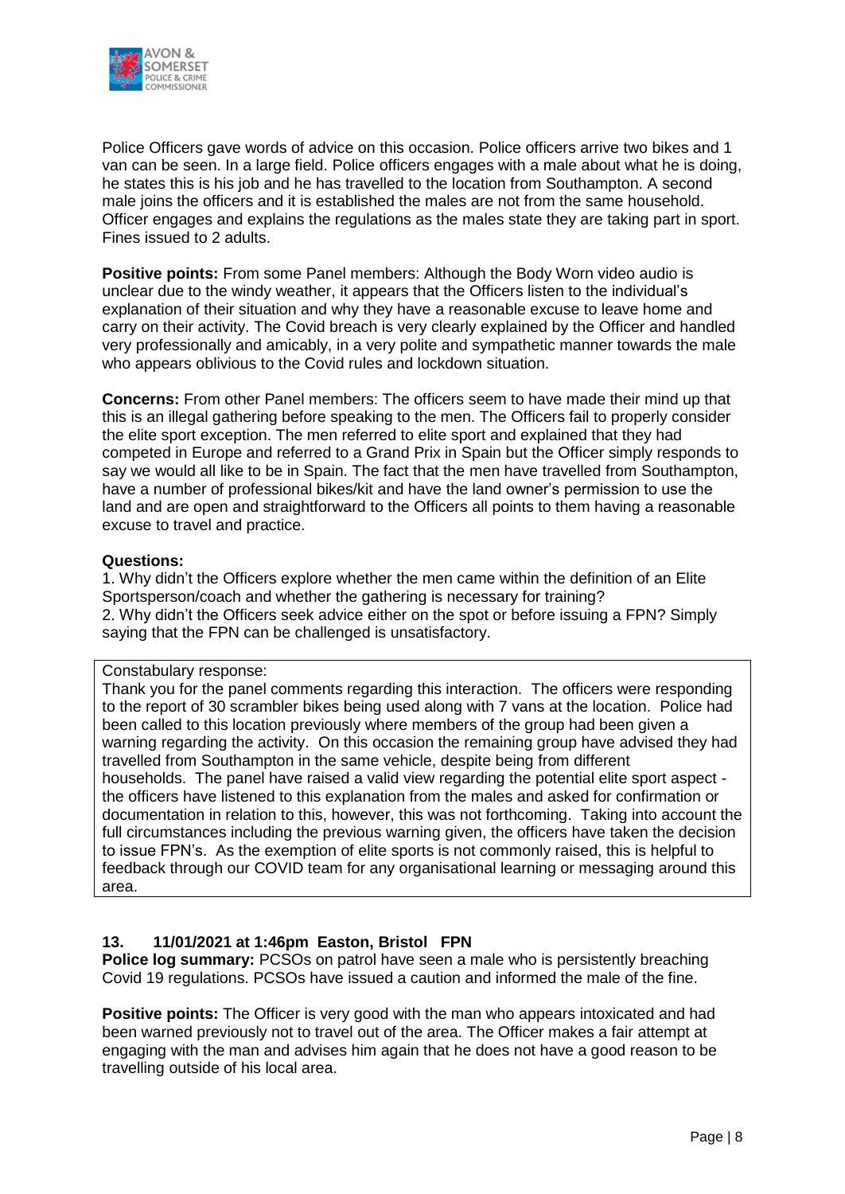Police Officers gave words of advice on this occasion. Police officers arrive two bikes and 1 van can be seen. In a large field. Police officers engages with a male about what he is doing, he states this is his job and he has travelled to the location from Southampton. A second male joins the officers and it is established the males are not from the same household. Officer engages and explains the regulations as the males state they are taking part in sport. Fines issued to 2 adults.

**Positive points:** From some Panel members: Although the Body Worn video audio is unclear due to the windy weather, it appears that the Officers listen to the individual's explanation of their situation and why they have a reasonable excuse to leave home and carry on their activity. The Covid breach is very clearly explained by the Officer and handled very professionally and amicably, in a very polite and sympathetic manner towards the male who appears oblivious to the Covid rules and lockdown situation.

**Concerns:** From other Panel members: The officers seem to have made their mind up that this is an illegal gathering before speaking to the men. The Officers fail to properly consider the elite sport exception. The men referred to elite sport and explained that they had competed in Europe and referred to a Grand Prix in Spain but the Officer simply responds to say we would all like to be in Spain. The fact that the men have travelled from Southampton, have a number of professional bikes/kit and have the land owner's permission to use the land and are open and straightforward to the Officers all points to them having a reasonable excuse to travel and practice.

**Questions:**

1. Why didn't the Officers explore whether the men came within the definition of an Elite Sportsperson/coach and whether the gathering is necessary for training?
2. Why didn't the Officers seek advice either on the spot or before issuing a FPN? Simply saying that the FPN can be challenged is unsatisfactory.

> Constabulary response:
> Thank you for the panel comments regarding this interaction. The officers were responding to the report of 30 scrambler bikes being used along with 7 vans at the location. Police had been called to this location previously where members of the group had been given a warning regarding the activity. On this occasion the remaining group have advised they had travelled from Southampton in the same vehicle, despite being from different households. The panel have raised a valid view regarding the potential elite sport aspect - the officers have listened to this explanation from the males and asked for confirmation or documentation in relation to this, however, this was not forthcoming. Taking into account the full circumstances including the previous warning given, the officers have taken the decision to issue FPN's. As the exemption of elite sports is not commonly raised, this is helpful to feedback through our COVID team for any organisational learning or messaging around this area.

### 13. 11/01/2021 at 1:46pm Easton, Bristol FPN

**Police log summary:** PCSOs on patrol have seen a male who is persistently breaching Covid 19 regulations. PCSOs have issued a caution and informed the male of the fine.

**Positive points:** The Officer is very good with the man who appears intoxicated and had been warned previously not to travel out of the area. The Officer makes a fair attempt at engaging with the man and advises him again that he does not have a good reason to be travelling outside of his local area.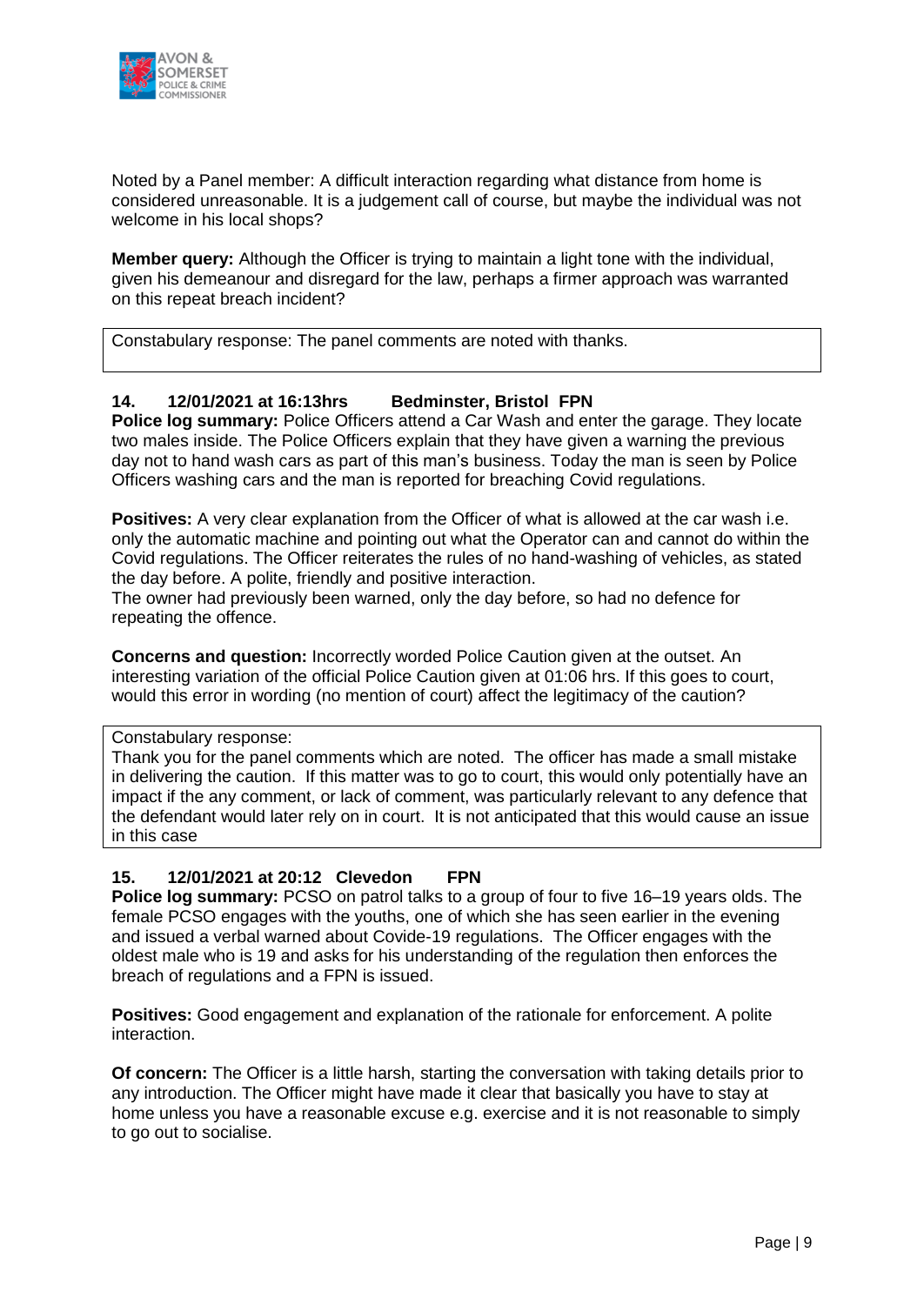Noted by a Panel member: A difficult interaction regarding what distance from home is considered unreasonable. It is a judgement call of course, but maybe the individual was not welcome in his local shops?

**Member query:** Although the Officer is trying to maintain a light tone with the individual, given his demeanour and disregard for the law, perhaps a firmer approach was warranted on this repeat breach incident?

> Constabulary response: The panel comments are noted with thanks.

### 14. 12/01/2021 at 16:13hrs Bedminster, Bristol FPN

**Police log summary:** Police Officers attend a Car Wash and enter the garage. They locate two males inside. The Police Officers explain that they have given a warning the previous day not to hand wash cars as part of this man's business. Today the man is seen by Police Officers washing cars and the man is reported for breaching Covid regulations.

**Positives:** A very clear explanation from the Officer of what is allowed at the car wash i.e. only the automatic machine and pointing out what the Operator can and cannot do within the Covid regulations. The Officer reiterates the rules of no hand-washing of vehicles, as stated the day before. A polite, friendly and positive interaction.
The owner had previously been warned, only the day before, so had no defence for repeating the offence.

**Concerns and question:** Incorrectly worded Police Caution given at the outset. An interesting variation of the official Police Caution given at 01:06 hrs. If this goes to court, would this error in wording (no mention of court) affect the legitimacy of the caution?

> Constabulary response:
> Thank you for the panel comments which are noted. The officer has made a small mistake in delivering the caution. If this matter was to go to court, this would only potentially have an impact if the any comment, or lack of comment, was particularly relevant to any defence that the defendant would later rely on in court. It is not anticipated that this would cause an issue in this case

### 15. 12/01/2021 at 20:12 Clevedon FPN

**Police log summary:** PCSO on patrol talks to a group of four to five 16–19 years olds. The female PCSO engages with the youths, one of which she has seen earlier in the evening and issued a verbal warned about Covide-19 regulations. The Officer engages with the oldest male who is 19 and asks for his understanding of the regulation then enforces the breach of regulations and a FPN is issued.

**Positives:** Good engagement and explanation of the rationale for enforcement. A polite interaction.

**Of concern:** The Officer is a little harsh, starting the conversation with taking details prior to any introduction. The Officer might have made it clear that basically you have to stay at home unless you have a reasonable excuse e.g. exercise and it is not reasonable to simply to go out to socialise.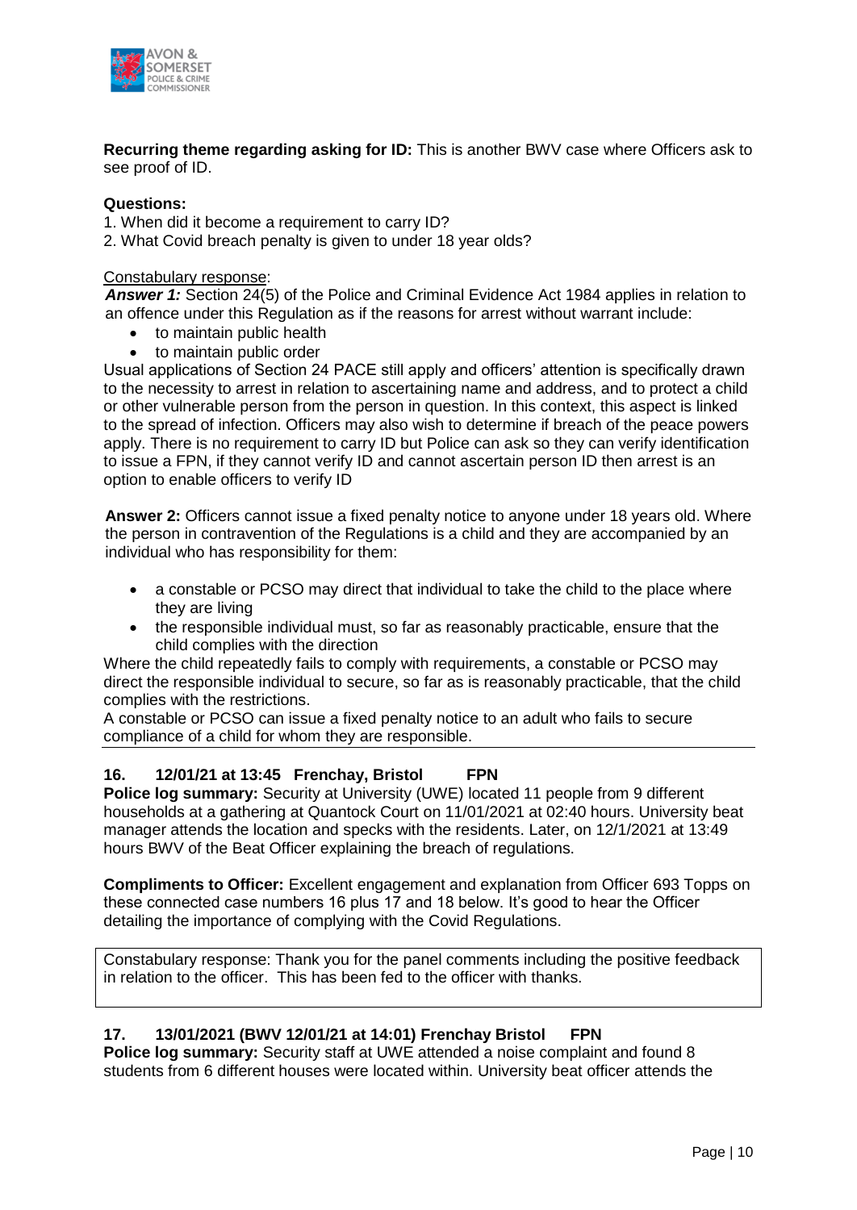**Recurring theme regarding asking for ID:** This is another BWV case where Officers ask to see proof of ID.

**Questions:**

1. When did it become a requirement to carry ID?
2. What Covid breach penalty is given to under 18 year olds?

Constabulary response:

***Answer 1:*** Section 24(5) of the Police and Criminal Evidence Act 1984 applies in relation to an offence under this Regulation as if the reasons for arrest without warrant include:

- to maintain public health
- to maintain public order

Usual applications of Section 24 PACE still apply and officers' attention is specifically drawn to the necessity to arrest in relation to ascertaining name and address, and to protect a child or other vulnerable person from the person in question. In this context, this aspect is linked to the spread of infection. Officers may also wish to determine if breach of the peace powers apply. There is no requirement to carry ID but Police can ask so they can verify identification to issue a FPN, if they cannot verify ID and cannot ascertain person ID then arrest is an option to enable officers to verify ID

**Answer 2:** Officers cannot issue a fixed penalty notice to anyone under 18 years old. Where the person in contravention of the Regulations is a child and they are accompanied by an individual who has responsibility for them:

- a constable or PCSO may direct that individual to take the child to the place where they are living
- the responsible individual must, so far as reasonably practicable, ensure that the child complies with the direction

Where the child repeatedly fails to comply with requirements, a constable or PCSO may direct the responsible individual to secure, so far as is reasonably practicable, that the child complies with the restrictions.

A constable or PCSO can issue a fixed penalty notice to an adult who fails to secure compliance of a child for whom they are responsible.

---

**16. 12/01/21 at 13:45 Frenchay, Bristol FPN**

**Police log summary:** Security at University (UWE) located 11 people from 9 different households at a gathering at Quantock Court on 11/01/2021 at 02:40 hours. University beat manager attends the location and specks with the residents. Later, on 12/1/2021 at 13:49 hours BWV of the Beat Officer explaining the breach of regulations.

**Compliments to Officer:** Excellent engagement and explanation from Officer 693 Topps on these connected case numbers 16 plus 17 and 18 below. It's good to hear the Officer detailing the importance of complying with the Covid Regulations.

Constabulary response: Thank you for the panel comments including the positive feedback in relation to the officer. This has been fed to the officer with thanks.

**17. 13/01/2021 (BWV 12/01/21 at 14:01) Frenchay Bristol FPN**

**Police log summary:** Security staff at UWE attended a noise complaint and found 8 students from 6 different houses were located within. University beat officer attends the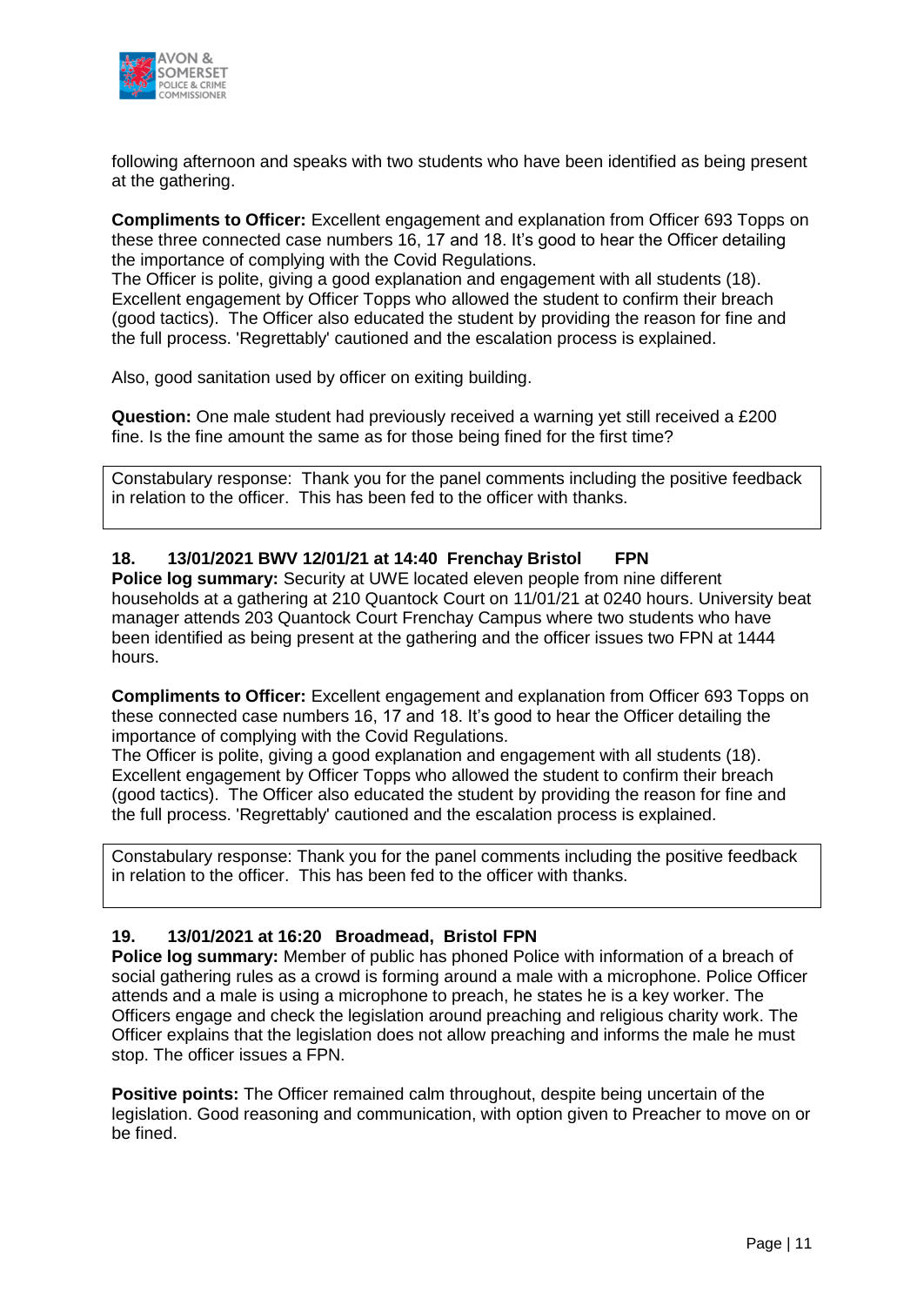following afternoon and speaks with two students who have been identified as being present at the gathering.

**Compliments to Officer:** Excellent engagement and explanation from Officer 693 Topps on these three connected case numbers 16, 17 and 18. It's good to hear the Officer detailing the importance of complying with the Covid Regulations.
The Officer is polite, giving a good explanation and engagement with all students (18). Excellent engagement by Officer Topps who allowed the student to confirm their breach (good tactics). The Officer also educated the student by providing the reason for fine and the full process. 'Regrettably' cautioned and the escalation process is explained.

Also, good sanitation used by officer on exiting building.

**Question:** One male student had previously received a warning yet still received a £200 fine. Is the fine amount the same as for those being fined for the first time?

> Constabulary response: Thank you for the panel comments including the positive feedback in relation to the officer. This has been fed to the officer with thanks.

### 18. 13/01/2021 BWV 12/01/21 at 14:40 Frenchay Bristol FPN

**Police log summary:** Security at UWE located eleven people from nine different households at a gathering at 210 Quantock Court on 11/01/21 at 0240 hours. University beat manager attends 203 Quantock Court Frenchay Campus where two students who have been identified as being present at the gathering and the officer issues two FPN at 1444 hours.

**Compliments to Officer:** Excellent engagement and explanation from Officer 693 Topps on these connected case numbers 16, 17 and 18. It's good to hear the Officer detailing the importance of complying with the Covid Regulations.
The Officer is polite, giving a good explanation and engagement with all students (18). Excellent engagement by Officer Topps who allowed the student to confirm their breach (good tactics). The Officer also educated the student by providing the reason for fine and the full process. 'Regrettably' cautioned and the escalation process is explained.

> Constabulary response: Thank you for the panel comments including the positive feedback in relation to the officer. This has been fed to the officer with thanks.

### 19. 13/01/2021 at 16:20 Broadmead, Bristol FPN

**Police log summary:** Member of public has phoned Police with information of a breach of social gathering rules as a crowd is forming around a male with a microphone. Police Officer attends and a male is using a microphone to preach, he states he is a key worker. The Officers engage and check the legislation around preaching and religious charity work. The Officer explains that the legislation does not allow preaching and informs the male he must stop. The officer issues a FPN.

**Positive points:** The Officer remained calm throughout, despite being uncertain of the legislation. Good reasoning and communication, with option given to Preacher to move on or be fined.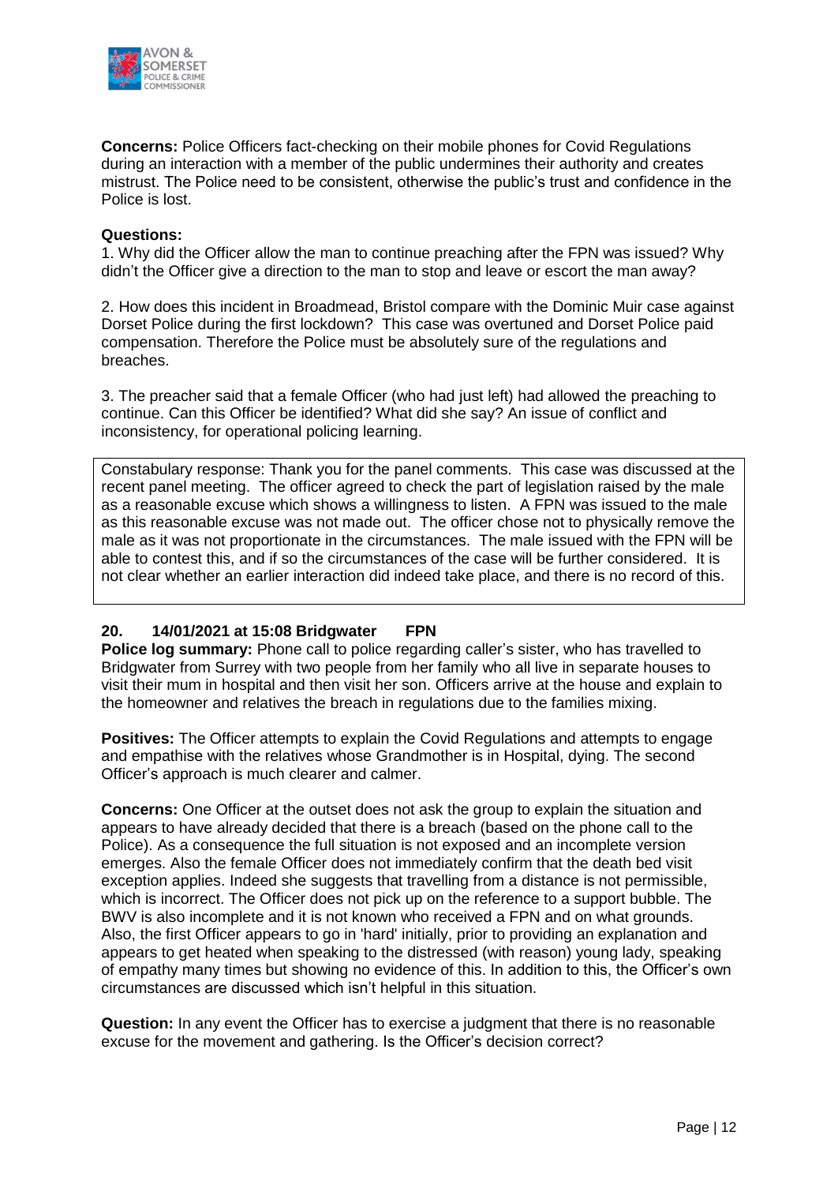**Concerns:** Police Officers fact-checking on their mobile phones for Covid Regulations during an interaction with a member of the public undermines their authority and creates mistrust. The Police need to be consistent, otherwise the public's trust and confidence in the Police is lost.

**Questions:**

1. Why did the Officer allow the man to continue preaching after the FPN was issued? Why didn't the Officer give a direction to the man to stop and leave or escort the man away?

2. How does this incident in Broadmead, Bristol compare with the Dominic Muir case against Dorset Police during the first lockdown? This case was overturned and Dorset Police paid compensation. Therefore the Police must be absolutely sure of the regulations and breaches.

3. The preacher said that a female Officer (who had just left) had allowed the preaching to continue. Can this Officer be identified? What did she say? An issue of conflict and inconsistency, for operational policing learning.

> Constabulary response: Thank you for the panel comments. This case was discussed at the recent panel meeting. The officer agreed to check the part of legislation raised by the male as a reasonable excuse which shows a willingness to listen. A FPN was issued to the male as this reasonable excuse was not made out. The officer chose not to physically remove the male as it was not proportionate in the circumstances. The male issued with the FPN will be able to contest this, and if so the circumstances of the case will be further considered. It is not clear whether an earlier interaction did indeed take place, and there is no record of this.

### 20. 14/01/2021 at 15:08 Bridgwater FPN

**Police log summary:** Phone call to police regarding caller's sister, who has travelled to Bridgwater from Surrey with two people from her family who all live in separate houses to visit their mum in hospital and then visit her son. Officers arrive at the house and explain to the homeowner and relatives the breach in regulations due to the families mixing.

**Positives:** The Officer attempts to explain the Covid Regulations and attempts to engage and empathise with the relatives whose Grandmother is in Hospital, dying. The second Officer's approach is much clearer and calmer.

**Concerns:** One Officer at the outset does not ask the group to explain the situation and appears to have already decided that there is a breach (based on the phone call to the Police). As a consequence the full situation is not exposed and an incomplete version emerges. Also the female Officer does not immediately confirm that the death bed visit exception applies. Indeed she suggests that travelling from a distance is not permissible, which is incorrect. The Officer does not pick up on the reference to a support bubble. The BWV is also incomplete and it is not known who received a FPN and on what grounds. Also, the first Officer appears to go in 'hard' initially, prior to providing an explanation and appears to get heated when speaking to the distressed (with reason) young lady, speaking of empathy many times but showing no evidence of this. In addition to this, the Officer's own circumstances are discussed which isn't helpful in this situation.

**Question:** In any event the Officer has to exercise a judgment that there is no reasonable excuse for the movement and gathering. Is the Officer's decision correct?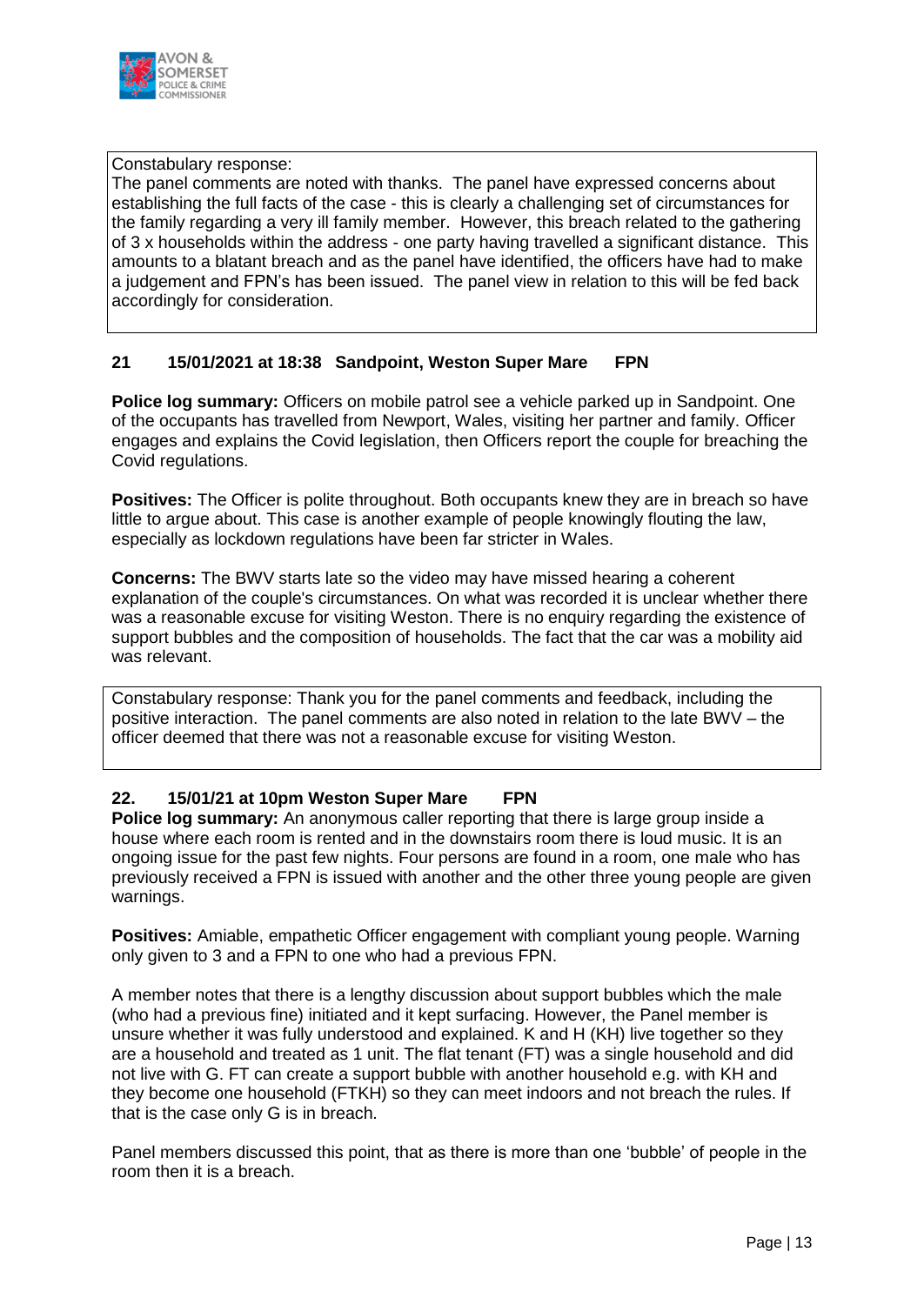Constabulary response:
The panel comments are noted with thanks. The panel have expressed concerns about establishing the full facts of the case - this is clearly a challenging set of circumstances for the family regarding a very ill family member. However, this breach related to the gathering of 3 x households within the address - one party having travelled a significant distance. This amounts to a blatant breach and as the panel have identified, the officers have had to make a judgement and FPN's has been issued. The panel view in relation to this will be fed back accordingly for consideration.

### 21 15/01/2021 at 18:38 Sandpoint, Weston Super Mare FPN

**Police log summary:** Officers on mobile patrol see a vehicle parked up in Sandpoint. One of the occupants has travelled from Newport, Wales, visiting her partner and family. Officer engages and explains the Covid legislation, then Officers report the couple for breaching the Covid regulations.

**Positives:** The Officer is polite throughout. Both occupants knew they are in breach so have little to argue about. This case is another example of people knowingly flouting the law, especially as lockdown regulations have been far stricter in Wales.

**Concerns:** The BWV starts late so the video may have missed hearing a coherent explanation of the couple's circumstances. On what was recorded it is unclear whether there was a reasonable excuse for visiting Weston. There is no enquiry regarding the existence of support bubbles and the composition of households. The fact that the car was a mobility aid was relevant.

Constabulary response: Thank you for the panel comments and feedback, including the positive interaction. The panel comments are also noted in relation to the late BWV – the officer deemed that there was not a reasonable excuse for visiting Weston.

### 22. 15/01/21 at 10pm Weston Super Mare FPN

**Police log summary:** An anonymous caller reporting that there is large group inside a house where each room is rented and in the downstairs room there is loud music. It is an ongoing issue for the past few nights. Four persons are found in a room, one male who has previously received a FPN is issued with another and the other three young people are given warnings.

**Positives:** Amiable, empathetic Officer engagement with compliant young people. Warning only given to 3 and a FPN to one who had a previous FPN.

A member notes that there is a lengthy discussion about support bubbles which the male (who had a previous fine) initiated and it kept surfacing. However, the Panel member is unsure whether it was fully understood and explained. K and H (KH) live together so they are a household and treated as 1 unit. The flat tenant (FT) was a single household and did not live with G. FT can create a support bubble with another household e.g. with KH and they become one household (FTKH) so they can meet indoors and not breach the rules. If that is the case only G is in breach.

Panel members discussed this point, that as there is more than one 'bubble' of people in the room then it is a breach.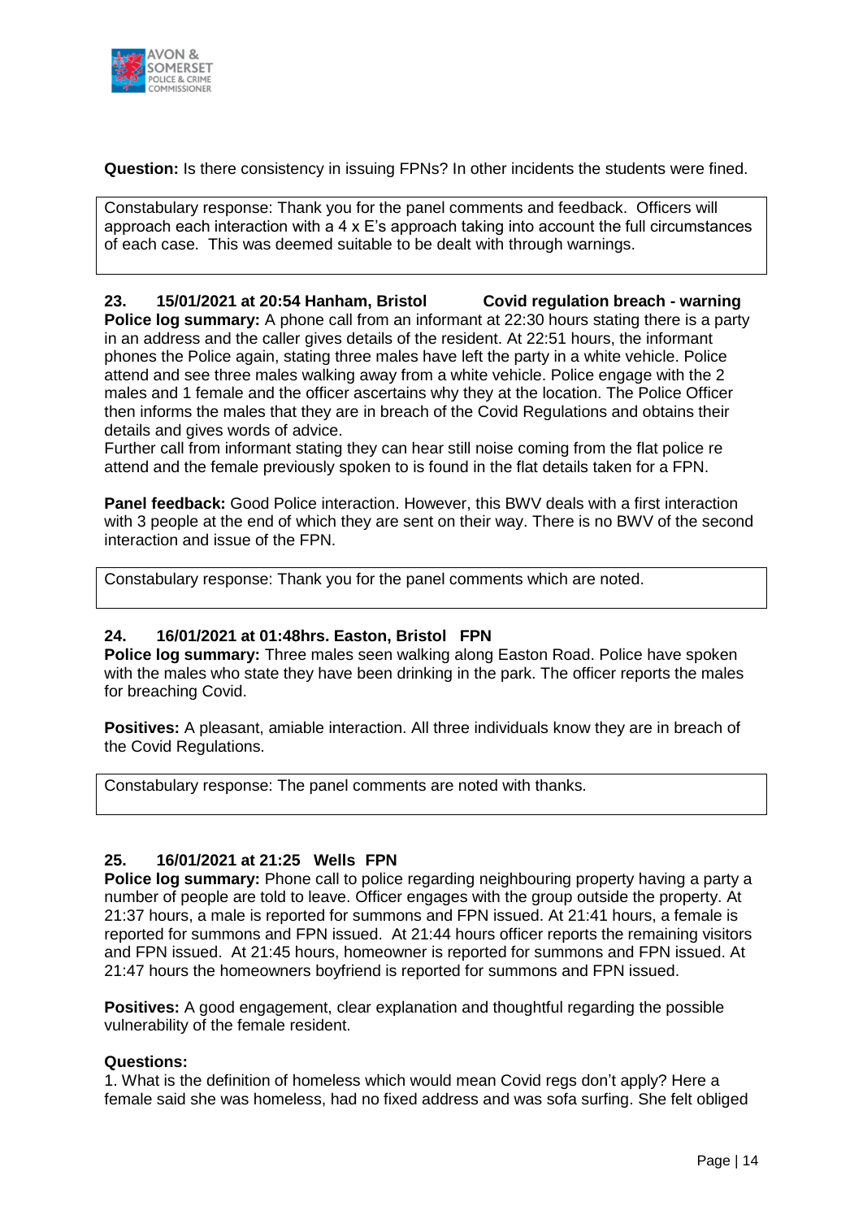**Question:** Is there consistency in issuing FPNs? In other incidents the students were fined.

Constabulary response: Thank you for the panel comments and feedback. Officers will approach each interaction with a 4 x E's approach taking into account the full circumstances of each case. This was deemed suitable to be dealt with through warnings.

**23. 15/01/2021 at 20:54 Hanham, Bristol Covid regulation breach - warning**

**Police log summary:** A phone call from an informant at 22:30 hours stating there is a party in an address and the caller gives details of the resident. At 22:51 hours, the informant phones the Police again, stating three males have left the party in a white vehicle. Police attend and see three males walking away from a white vehicle. Police engage with the 2 males and 1 female and the officer ascertains why they at the location. The Police Officer then informs the males that they are in breach of the Covid Regulations and obtains their details and gives words of advice.

Further call from informant stating they can hear still noise coming from the flat police re attend and the female previously spoken to is found in the flat details taken for a FPN.

**Panel feedback:** Good Police interaction. However, this BWV deals with a first interaction with 3 people at the end of which they are sent on their way. There is no BWV of the second interaction and issue of the FPN.

Constabulary response: Thank you for the panel comments which are noted.

**24. 16/01/2021 at 01:48hrs. Easton, Bristol FPN**

**Police log summary:** Three males seen walking along Easton Road. Police have spoken with the males who state they have been drinking in the park. The officer reports the males for breaching Covid.

**Positives:** A pleasant, amiable interaction. All three individuals know they are in breach of the Covid Regulations.

Constabulary response: The panel comments are noted with thanks.

**25. 16/01/2021 at 21:25 Wells FPN**

**Police log summary:** Phone call to police regarding neighbouring property having a party a number of people are told to leave. Officer engages with the group outside the property. At 21:37 hours, a male is reported for summons and FPN issued. At 21:41 hours, a female is reported for summons and FPN issued. At 21:44 hours officer reports the remaining visitors and FPN issued. At 21:45 hours, homeowner is reported for summons and FPN issued. At 21:47 hours the homeowners boyfriend is reported for summons and FPN issued.

**Positives:** A good engagement, clear explanation and thoughtful regarding the possible vulnerability of the female resident.

**Questions:**

1. What is the definition of homeless which would mean Covid regs don't apply? Here a female said she was homeless, had no fixed address and was sofa surfing. She felt obliged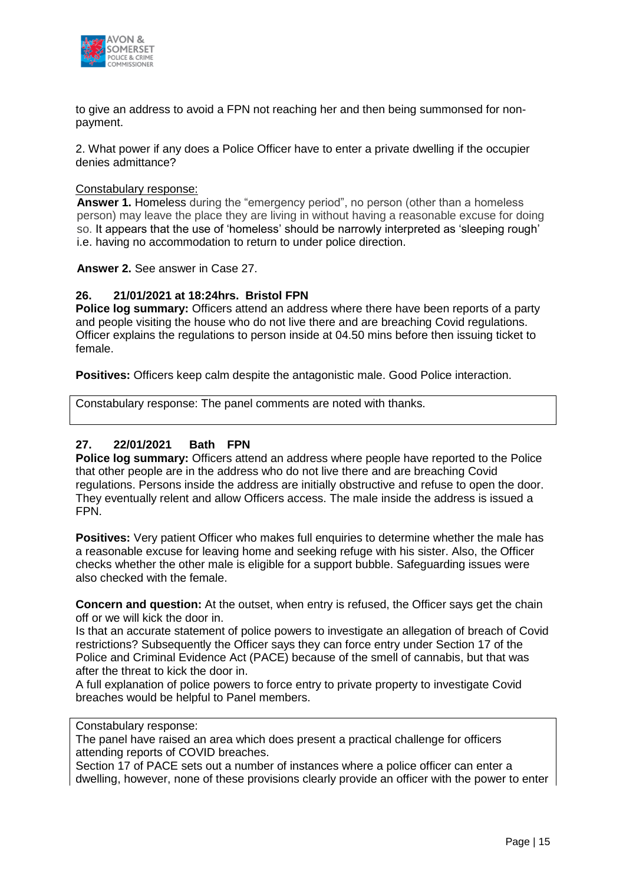to give an address to avoid a FPN not reaching her and then being summonsed for non-payment.

2. What power if any does a Police Officer have to enter a private dwelling if the occupier denies admittance?

Constabulary response:

**Answer 1.** Homeless during the "emergency period", no person (other than a homeless person) may leave the place they are living in without having a reasonable excuse for doing so. It appears that the use of 'homeless' should be narrowly interpreted as 'sleeping rough' i.e. having no accommodation to return to under police direction.

**Answer 2.** See answer in Case 27.

**26. 21/01/2021 at 18:24hrs. Bristol FPN**

**Police log summary:** Officers attend an address where there have been reports of a party and people visiting the house who do not live there and are breaching Covid regulations. Officer explains the regulations to person inside at 04.50 mins before then issuing ticket to female.

**Positives:** Officers keep calm despite the antagonistic male. Good Police interaction.

Constabulary response: The panel comments are noted with thanks.

**27. 22/01/2021 Bath FPN**

**Police log summary:** Officers attend an address where people have reported to the Police that other people are in the address who do not live there and are breaching Covid regulations. Persons inside the address are initially obstructive and refuse to open the door. They eventually relent and allow Officers access. The male inside the address is issued a FPN.

**Positives:** Very patient Officer who makes full enquiries to determine whether the male has a reasonable excuse for leaving home and seeking refuge with his sister. Also, the Officer checks whether the other male is eligible for a support bubble. Safeguarding issues were also checked with the female.

**Concern and question:** At the outset, when entry is refused, the Officer says get the chain off or we will kick the door in.

Is that an accurate statement of police powers to investigate an allegation of breach of Covid restrictions? Subsequently the Officer says they can force entry under Section 17 of the Police and Criminal Evidence Act (PACE) because of the smell of cannabis, but that was after the threat to kick the door in.

A full explanation of police powers to force entry to private property to investigate Covid breaches would be helpful to Panel members.

Constabulary response:

The panel have raised an area which does present a practical challenge for officers attending reports of COVID breaches.

Section 17 of PACE sets out a number of instances where a police officer can enter a dwelling, however, none of these provisions clearly provide an officer with the power to enter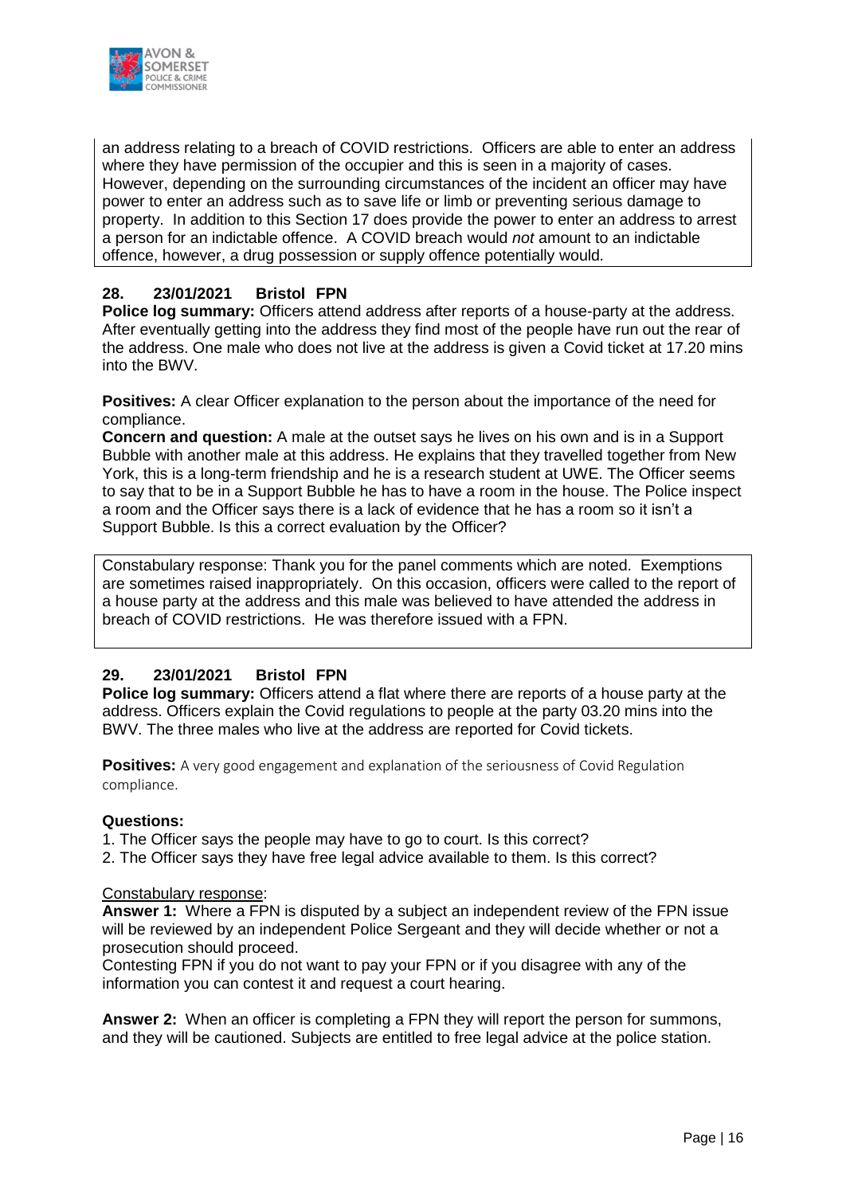an address relating to a breach of COVID restrictions. Officers are able to enter an address where they have permission of the occupier and this is seen in a majority of cases. However, depending on the surrounding circumstances of the incident an officer may have power to enter an address such as to save life or limb or preventing serious damage to property. In addition to this Section 17 does provide the power to enter an address to arrest a person for an indictable offence. A COVID breach would *not* amount to an indictable offence, however, a drug possession or supply offence potentially would.

### 28. 23/01/2021 Bristol FPN

**Police log summary:** Officers attend address after reports of a house-party at the address. After eventually getting into the address they find most of the people have run out the rear of the address. One male who does not live at the address is given a Covid ticket at 17.20 mins into the BWV.

**Positives:** A clear Officer explanation to the person about the importance of the need for compliance.

**Concern and question:** A male at the outset says he lives on his own and is in a Support Bubble with another male at this address. He explains that they travelled together from New York, this is a long-term friendship and he is a research student at UWE. The Officer seems to say that to be in a Support Bubble he has to have a room in the house. The Police inspect a room and the Officer says there is a lack of evidence that he has a room so it isn't a Support Bubble. Is this a correct evaluation by the Officer?

Constabulary response: Thank you for the panel comments which are noted. Exemptions are sometimes raised inappropriately. On this occasion, officers were called to the report of a house party at the address and this male was believed to have attended the address in breach of COVID restrictions. He was therefore issued with a FPN.

### 29. 23/01/2021 Bristol FPN

**Police log summary:** Officers attend a flat where there are reports of a house party at the address. Officers explain the Covid regulations to people at the party 03.20 mins into the BWV. The three males who live at the address are reported for Covid tickets.

**Positives:** A very good engagement and explanation of the seriousness of Covid Regulation compliance.

**Questions:**

1. The Officer says the people may have to go to court. Is this correct?
2. The Officer says they have free legal advice available to them. Is this correct?

Constabulary response:

**Answer 1:** Where a FPN is disputed by a subject an independent review of the FPN issue will be reviewed by an independent Police Sergeant and they will decide whether or not a prosecution should proceed.

Contesting FPN if you do not want to pay your FPN or if you disagree with any of the information you can contest it and request a court hearing.

**Answer 2:** When an officer is completing a FPN they will report the person for summons, and they will be cautioned. Subjects are entitled to free legal advice at the police station.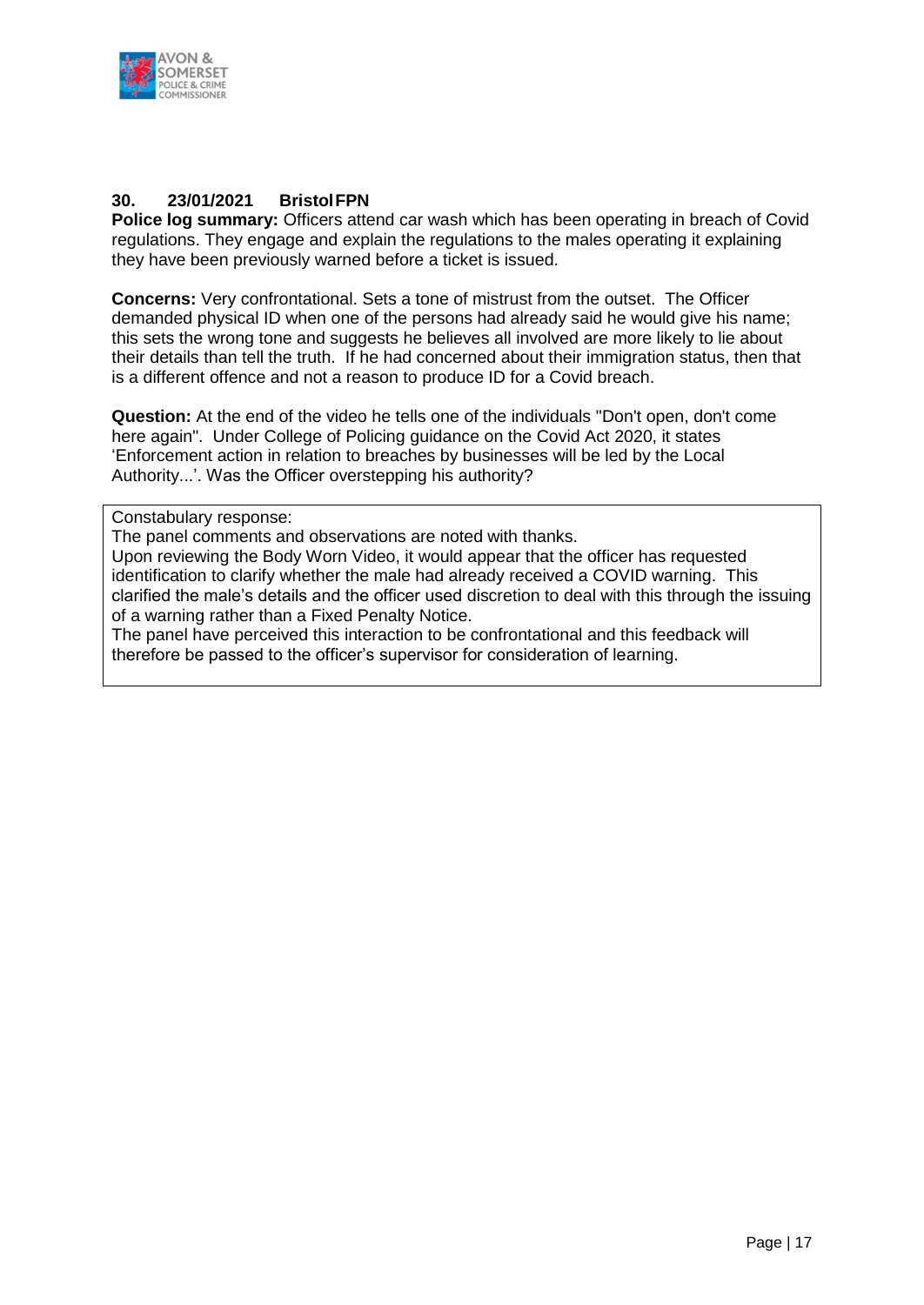### 30. 23/01/2021 Bristol FPN

**Police log summary:** Officers attend car wash which has been operating in breach of Covid regulations. They engage and explain the regulations to the males operating it explaining they have been previously warned before a ticket is issued.

**Concerns:** Very confrontational. Sets a tone of mistrust from the outset. The Officer demanded physical ID when one of the persons had already said he would give his name; this sets the wrong tone and suggests he believes all involved are more likely to lie about their details than tell the truth. If he had concerned about their immigration status, then that is a different offence and not a reason to produce ID for a Covid breach.

**Question:** At the end of the video he tells one of the individuals "Don't open, don't come here again". Under College of Policing guidance on the Covid Act 2020, it states 'Enforcement action in relation to breaches by businesses will be led by the Local Authority...'. Was the Officer overstepping his authority?

Constabulary response:

The panel comments and observations are noted with thanks.

Upon reviewing the Body Worn Video, it would appear that the officer has requested identification to clarify whether the male had already received a COVID warning. This clarified the male's details and the officer used discretion to deal with this through the issuing of a warning rather than a Fixed Penalty Notice.

The panel have perceived this interaction to be confrontational and this feedback will therefore be passed to the officer's supervisor for consideration of learning.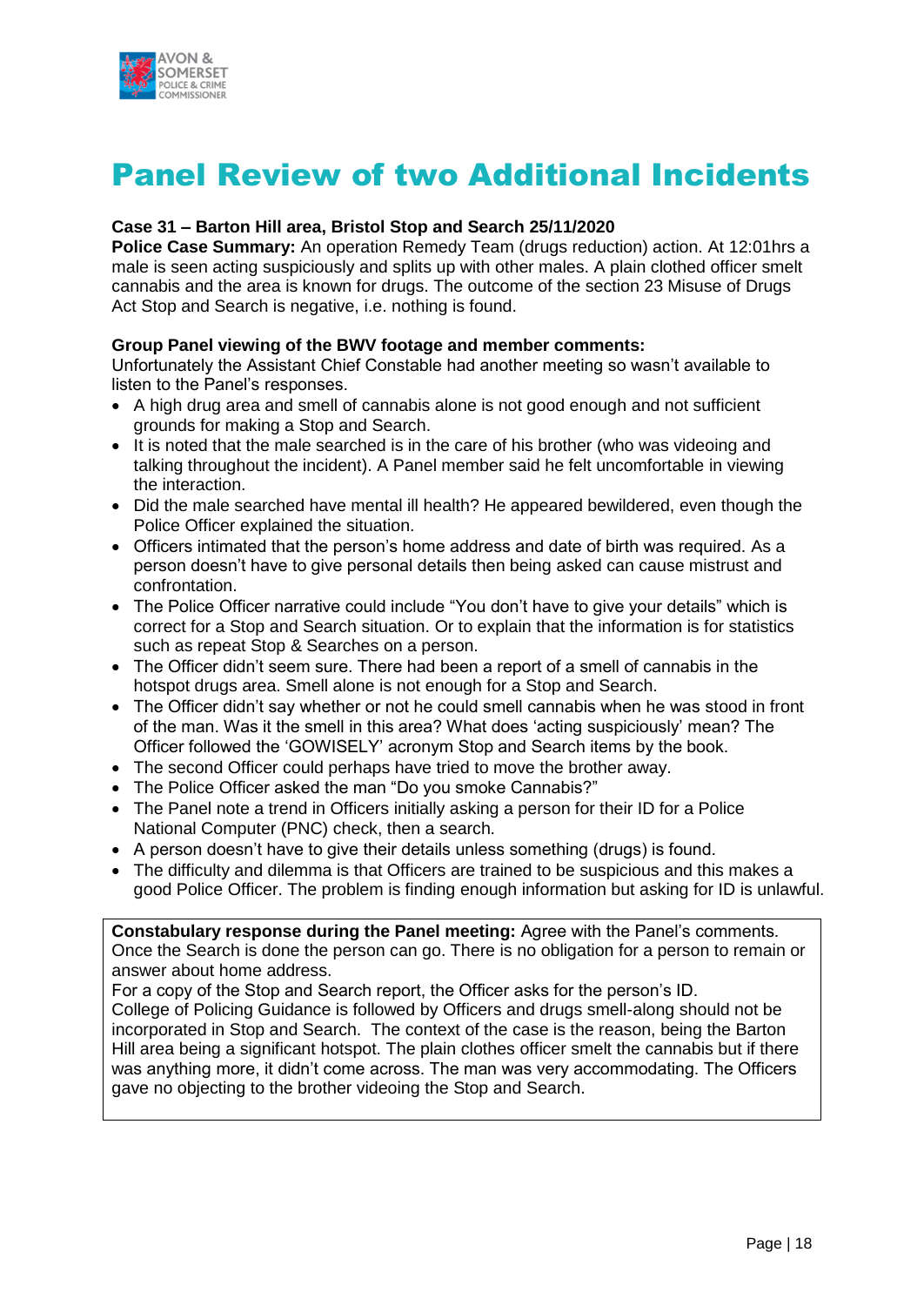# Panel Review of two Additional Incidents

**Case 31 – Barton Hill area, Bristol Stop and Search 25/11/2020**

**Police Case Summary:** An operation Remedy Team (drugs reduction) action. At 12:01hrs a male is seen acting suspiciously and splits up with other males. A plain clothed officer smelt cannabis and the area is known for drugs. The outcome of the section 23 Misuse of Drugs Act Stop and Search is negative, i.e. nothing is found.

**Group Panel viewing of the BWV footage and member comments:**

Unfortunately the Assistant Chief Constable had another meeting so wasn't available to listen to the Panel's responses.

- A high drug area and smell of cannabis alone is not good enough and not sufficient grounds for making a Stop and Search.
- It is noted that the male searched is in the care of his brother (who was videoing and talking throughout the incident). A Panel member said he felt uncomfortable in viewing the interaction.
- Did the male searched have mental ill health? He appeared bewildered, even though the Police Officer explained the situation.
- Officers intimated that the person's home address and date of birth was required. As a person doesn't have to give personal details then being asked can cause mistrust and confrontation.
- The Police Officer narrative could include "You don't have to give your details" which is correct for a Stop and Search situation. Or to explain that the information is for statistics such as repeat Stop & Searches on a person.
- The Officer didn't seem sure. There had been a report of a smell of cannabis in the hotspot drugs area. Smell alone is not enough for a Stop and Search.
- The Officer didn't say whether or not he could smell cannabis when he was stood in front of the man. Was it the smell in this area? What does 'acting suspiciously' mean? The Officer followed the 'GOWISELY' acronym Stop and Search items by the book.
- The second Officer could perhaps have tried to move the brother away.
- The Police Officer asked the man "Do you smoke Cannabis?"
- The Panel note a trend in Officers initially asking a person for their ID for a Police National Computer (PNC) check, then a search.
- A person doesn't have to give their details unless something (drugs) is found.
- The difficulty and dilemma is that Officers are trained to be suspicious and this makes a good Police Officer. The problem is finding enough information but asking for ID is unlawful.

**Constabulary response during the Panel meeting:** Agree with the Panel's comments. Once the Search is done the person can go. There is no obligation for a person to remain or answer about home address.

For a copy of the Stop and Search report, the Officer asks for the person's ID.

College of Policing Guidance is followed by Officers and drugs smell-along should not be incorporated in Stop and Search. The context of the case is the reason, being the Barton Hill area being a significant hotspot. The plain clothes officer smelt the cannabis but if there was anything more, it didn't come across. The man was very accommodating. The Officers gave no objecting to the brother videoing the Stop and Search.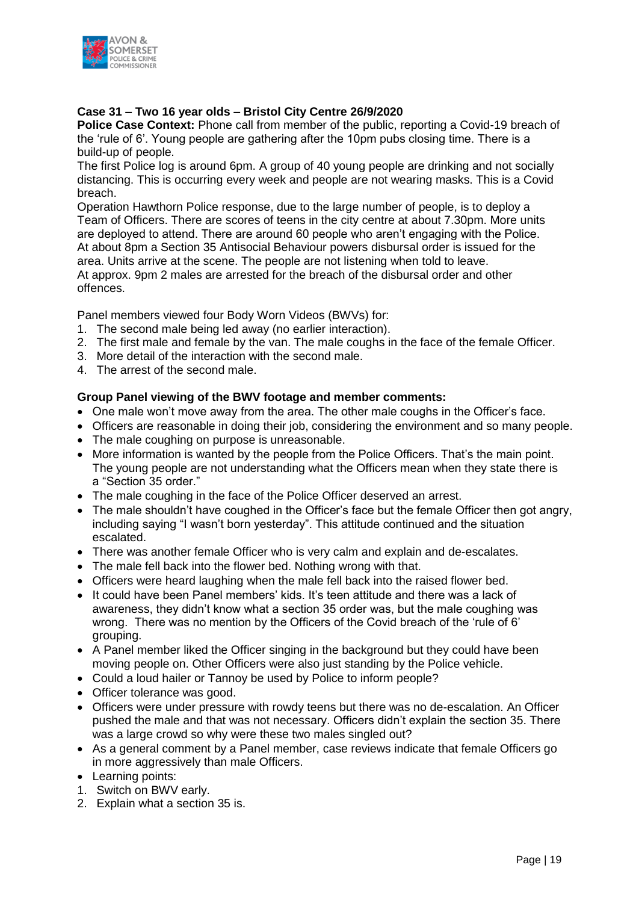**Case 31 – Two 16 year olds – Bristol City Centre 26/9/2020**

**Police Case Context:** Phone call from member of the public, reporting a Covid-19 breach of the 'rule of 6'. Young people are gathering after the 10pm pubs closing time. There is a build-up of people.

The first Police log is around 6pm. A group of 40 young people are drinking and not socially distancing. This is occurring every week and people are not wearing masks. This is a Covid breach.

Operation Hawthorn Police response, due to the large number of people, is to deploy a Team of Officers. There are scores of teens in the city centre at about 7.30pm. More units are deployed to attend. There are around 60 people who aren't engaging with the Police. At about 8pm a Section 35 Antisocial Behaviour powers disbursal order is issued for the area. Units arrive at the scene. The people are not listening when told to leave. At approx. 9pm 2 males are arrested for the breach of the disbursal order and other offences.

Panel members viewed four Body Worn Videos (BWVs) for:

1. The second male being led away (no earlier interaction).
2. The first male and female by the van. The male coughs in the face of the female Officer.
3. More detail of the interaction with the second male.
4. The arrest of the second male.

**Group Panel viewing of the BWV footage and member comments:**

- One male won't move away from the area. The other male coughs in the Officer's face.
- Officers are reasonable in doing their job, considering the environment and so many people.
- The male coughing on purpose is unreasonable.
- More information is wanted by the people from the Police Officers. That's the main point. The young people are not understanding what the Officers mean when they state there is a "Section 35 order."
- The male coughing in the face of the Police Officer deserved an arrest.
- The male shouldn't have coughed in the Officer's face but the female Officer then got angry, including saying "I wasn't born yesterday". This attitude continued and the situation escalated.
- There was another female Officer who is very calm and explain and de-escalates.
- The male fell back into the flower bed. Nothing wrong with that.
- Officers were heard laughing when the male fell back into the raised flower bed.
- It could have been Panel members' kids. It's teen attitude and there was a lack of awareness, they didn't know what a section 35 order was, but the male coughing was wrong. There was no mention by the Officers of the Covid breach of the 'rule of 6' grouping.
- A Panel member liked the Officer singing in the background but they could have been moving people on. Other Officers were also just standing by the Police vehicle.
- Could a loud hailer or Tannoy be used by Police to inform people?
- Officer tolerance was good.
- Officers were under pressure with rowdy teens but there was no de-escalation. An Officer pushed the male and that was not necessary. Officers didn't explain the section 35. There was a large crowd so why were these two males singled out?
- As a general comment by a Panel member, case reviews indicate that female Officers go in more aggressively than male Officers.
- Learning points:

1. Switch on BWV early.
2. Explain what a section 35 is.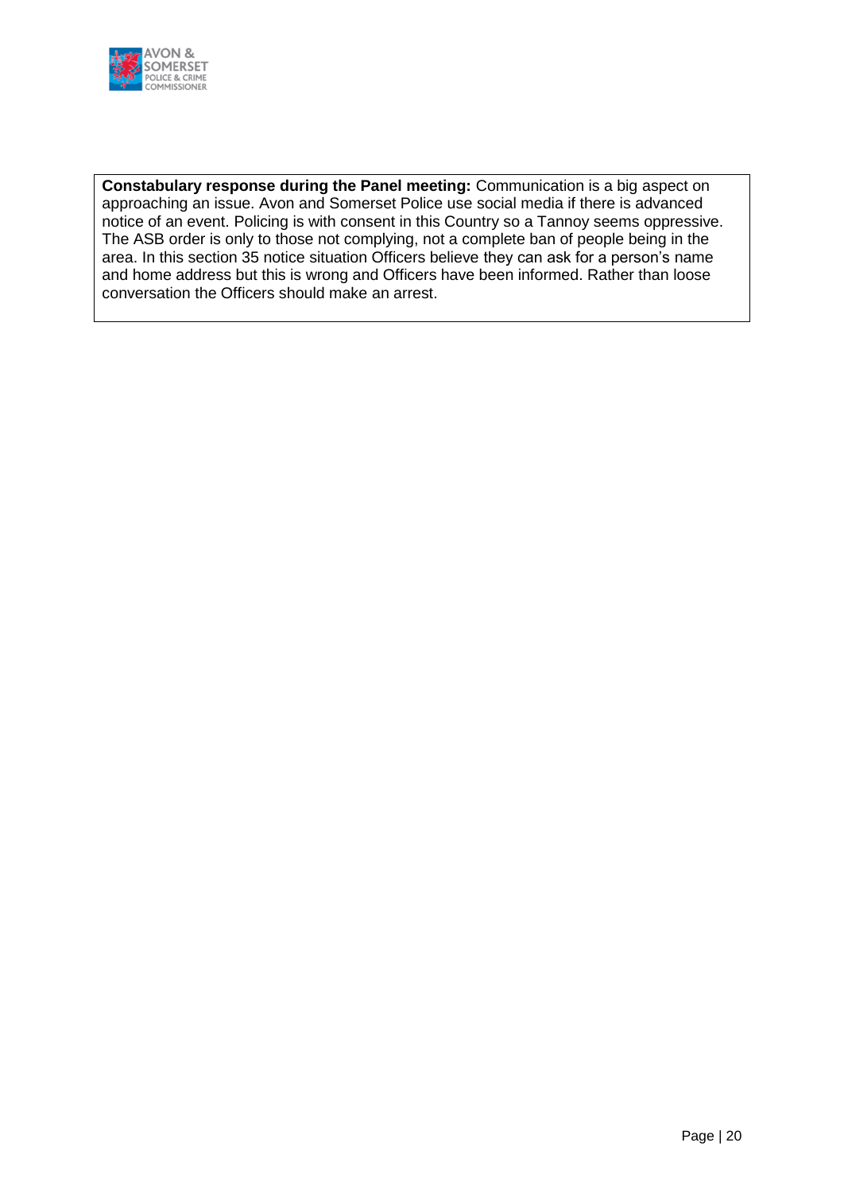**Constabulary response during the Panel meeting:** Communication is a big aspect on approaching an issue. Avon and Somerset Police use social media if there is advanced notice of an event. Policing is with consent in this Country so a Tannoy seems oppressive. The ASB order is only to those not complying, not a complete ban of people being in the area. In this section 35 notice situation Officers believe they can ask for a person's name and home address but this is wrong and Officers have been informed. Rather than loose conversation the Officers should make an arrest.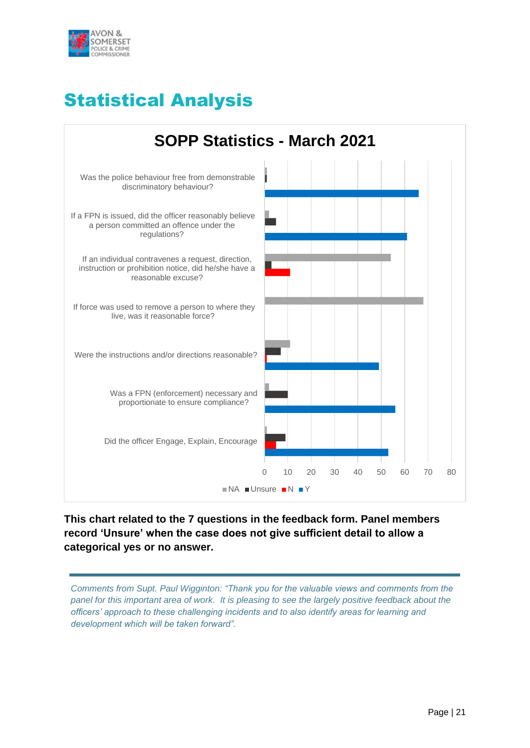# Statistical Analysis

SOPP Statistics - March 2021

Was the police behaviour free from demonstrable discriminatory behaviour?

If a FPN is issued, did the officer reasonably believe a person committed an offence under the regulations?

If an individual contravenes a request, direction, instruction or prohibition notice, did he/she have a reasonable excuse?

If force was used to remove a person to where they live, was it reasonable force?

Were the instructions and/or directions reasonable?

Was a FPN (enforcement) necessary and proportionate to ensure compliance?

Did the officer Engage, Explain, Encourage

0 10 20 30 40 50 60 70 80

NA Unsure N Y

**This chart related to the 7 questions in the feedback form. Panel members record 'Unsure' when the case does not give sufficient detail to allow a categorical yes or no answer.**

---

*Comments from Supt. Paul Wigginton: "Thank you for the valuable views and comments from the panel for this important area of work. It is pleasing to see the largely positive feedback about the officers' approach to these challenging incidents and to also identify areas for learning and development which will be taken forward".*